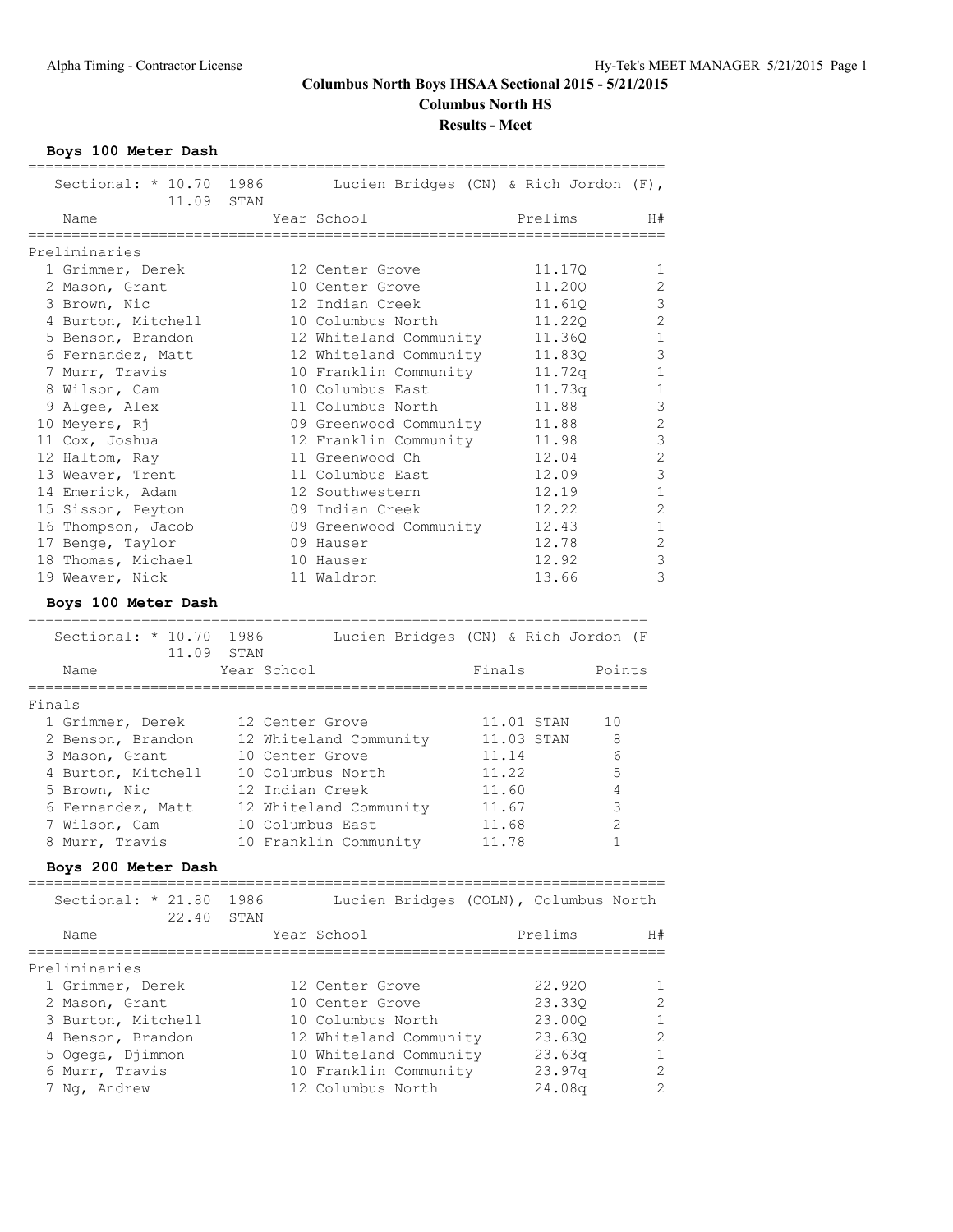# Columbus North Boys IHSAA Sectional 2015 - 5/21/2015

## Columbus North HS

### Results - Meet

**Boys 100 Meter Dash**

Sectional: * 10.70 1986 Lucien Bridges (CN) & Rich Jordon (F),
11.09 STAN

Preliminaries

| | Name | Year | School | Prelims | H# |
|---|---|---|---|---|---|
| 1 | Grimmer, Derek | 12 | Center Grove | 11.17Q | 1 |
| 2 | Mason, Grant | 10 | Center Grove | 11.20Q | 2 |
| 3 | Brown, Nic | 12 | Indian Creek | 11.61Q | 3 |
| 4 | Burton, Mitchell | 10 | Columbus North | 11.22Q | 2 |
| 5 | Benson, Brandon | 12 | Whiteland Community | 11.36Q | 1 |
| 6 | Fernandez, Matt | 12 | Whiteland Community | 11.83Q | 3 |
| 7 | Murr, Travis | 10 | Franklin Community | 11.72q | 1 |
| 8 | Wilson, Cam | 10 | Columbus East | 11.73q | 1 |
| 9 | Algee, Alex | 11 | Columbus North | 11.88 | 3 |
| 10 | Meyers, Rj | 09 | Greenwood Community | 11.88 | 2 |
| 11 | Cox, Joshua | 12 | Franklin Community | 11.98 | 3 |
| 12 | Haltom, Ray | 11 | Greenwood Ch | 12.04 | 2 |
| 13 | Weaver, Trent | 11 | Columbus East | 12.09 | 3 |
| 14 | Emerick, Adam | 12 | Southwestern | 12.19 | 1 |
| 15 | Sisson, Peyton | 09 | Indian Creek | 12.22 | 2 |
| 16 | Thompson, Jacob | 09 | Greenwood Community | 12.43 | 1 |
| 17 | Benge, Taylor | 09 | Hauser | 12.78 | 2 |
| 18 | Thomas, Michael | 10 | Hauser | 12.92 | 3 |
| 19 | Weaver, Nick | 11 | Waldron | 13.66 | 3 |

**Boys 100 Meter Dash**

Sectional: * 10.70 1986 Lucien Bridges (CN) & Rich Jordon (F
11.09 STAN

Finals

| | Name | Year | School | Finals | | Points |
|---|---|---|---|---|---|---|
| 1 | Grimmer, Derek | 12 | Center Grove | 11.01 | STAN | 10 |
| 2 | Benson, Brandon | 12 | Whiteland Community | 11.03 | STAN | 8 |
| 3 | Mason, Grant | 10 | Center Grove | 11.14 | | 6 |
| 4 | Burton, Mitchell | 10 | Columbus North | 11.22 | | 5 |
| 5 | Brown, Nic | 12 | Indian Creek | 11.60 | | 4 |
| 6 | Fernandez, Matt | 12 | Whiteland Community | 11.67 | | 3 |
| 7 | Wilson, Cam | 10 | Columbus East | 11.68 | | 2 |
| 8 | Murr, Travis | 10 | Franklin Community | 11.78 | | 1 |

**Boys 200 Meter Dash**

Sectional: * 21.80 1986 Lucien Bridges (COLN), Columbus North
22.40 STAN

Preliminaries

| | Name | Year | School | Prelims | H# |
|---|---|---|---|---|---|
| 1 | Grimmer, Derek | 12 | Center Grove | 22.92Q | 1 |
| 2 | Mason, Grant | 10 | Center Grove | 23.33Q | 2 |
| 3 | Burton, Mitchell | 10 | Columbus North | 23.00Q | 1 |
| 4 | Benson, Brandon | 12 | Whiteland Community | 23.63Q | 2 |
| 5 | Ogega, Djimmon | 10 | Whiteland Community | 23.63q | 1 |
| 6 | Murr, Travis | 10 | Franklin Community | 23.97q | 2 |
| 7 | Ng, Andrew | 12 | Columbus North | 24.08q | 2 |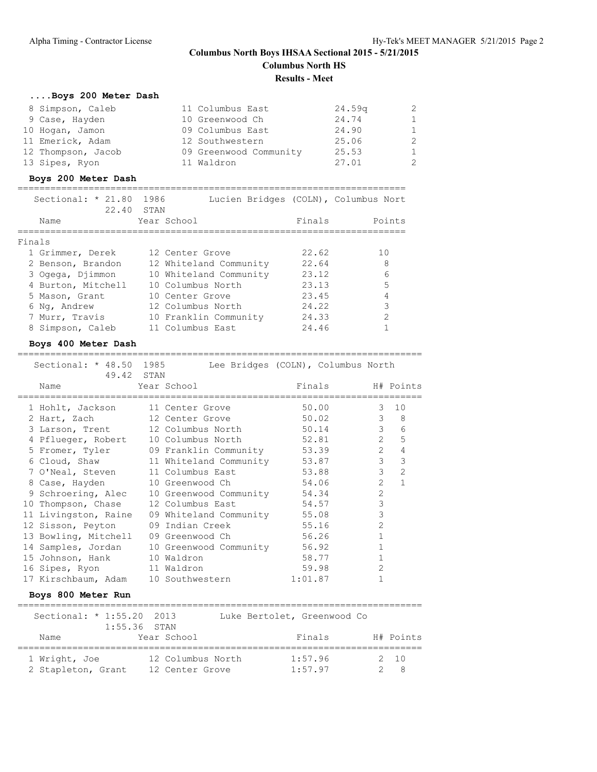## Columns North Boys IHSAA Sectional 2015 - 5/21/2015

**Columbus North HS**

**Results - Meet**

### ....Boys 200 Meter Dash

| | Name | Year | School | Prelims | H# |
|---|---|---|---|---|---|
| 8 | Simpson, Caleb | 11 | Columbus East | 24.59q | 2 |
| 9 | Case, Hayden | 10 | Greenwood Ch | 24.74 | 1 |
| 10 | Hogan, Jamon | 09 | Columbus East | 24.90 | 1 |
| 11 | Emerick, Adam | 12 | Southwestern | 25.06 | 2 |
| 12 | Thompson, Jacob | 09 | Greenwood Community | 25.53 | 1 |
| 13 | Sipes, Ryon | 11 | Waldron | 27.01 | 2 |

### Boys 200 Meter Dash

Sectional: * 21.80 1986 Lucien Bridges (COLN), Columbus Nort
22.40 STAN

Finals

| | Name | Year | School | Finals | Points |
|---|---|---|---|---|---|
| 1 | Grimmer, Derek | 12 | Center Grove | 22.62 | 10 |
| 2 | Benson, Brandon | 12 | Whiteland Community | 22.64 | 8 |
| 3 | Ogega, Djimmon | 10 | Whiteland Community | 23.12 | 6 |
| 4 | Burton, Mitchell | 10 | Columbus North | 23.13 | 5 |
| 5 | Mason, Grant | 10 | Center Grove | 23.45 | 4 |
| 6 | Ng, Andrew | 12 | Columbus North | 24.22 | 3 |
| 7 | Murr, Travis | 10 | Franklin Community | 24.33 | 2 |
| 8 | Simpson, Caleb | 11 | Columbus East | 24.46 | 1 |

### Boys 400 Meter Dash

Sectional: * 48.50 1985 Lee Bridges (COLN), Columbus North
49.42 STAN

| | Name | Year | School | Finals | H# | Points |
|---|---|---|---|---|---|---|
| 1 | Hohlt, Jackson | 11 | Center Grove | 50.00 | 3 | 10 |
| 2 | Hart, Zach | 12 | Center Grove | 50.02 | 3 | 8 |
| 3 | Larson, Trent | 12 | Columbus North | 50.14 | 3 | 6 |
| 4 | Pflueger, Robert | 10 | Columbus North | 52.81 | 2 | 5 |
| 5 | Fromer, Tyler | 09 | Franklin Community | 53.39 | 2 | 4 |
| 6 | Cloud, Shaw | 11 | Whiteland Community | 53.87 | 3 | 3 |
| 7 | O'Neal, Steven | 11 | Columbus East | 53.88 | 3 | 2 |
| 8 | Case, Hayden | 10 | Greenwood Ch | 54.06 | 2 | 1 |
| 9 | Schroering, Alec | 10 | Greenwood Community | 54.34 | 2 | |
| 10 | Thompson, Chase | 12 | Columbus East | 54.57 | 3 | |
| 11 | Livingston, Raine | 09 | Whiteland Community | 55.08 | 3 | |
| 12 | Sisson, Peyton | 09 | Indian Creek | 55.16 | 2 | |
| 13 | Bowling, Mitchell | 09 | Greenwood Ch | 56.26 | 1 | |
| 14 | Samples, Jordan | 10 | Greenwood Community | 56.92 | 1 | |
| 15 | Johnson, Hank | 10 | Waldron | 58.77 | 1 | |
| 16 | Sipes, Ryon | 11 | Waldron | 59.98 | 2 | |
| 17 | Kirschbaum, Adam | 10 | Southwestern | 1:01.87 | 1 | |

### Boys 800 Meter Run

Sectional: * 1:55.20 2013 Luke Bertolet, Greenwood Co
1:55.36 STAN

| | Name | Year | School | Finals | H# | Points |
|---|---|---|---|---|---|---|
| 1 | Wright, Joe | 12 | Columbus North | 1:57.96 | 2 | 10 |
| 2 | Stapleton, Grant | 12 | Center Grove | 1:57.97 | 2 | 8 |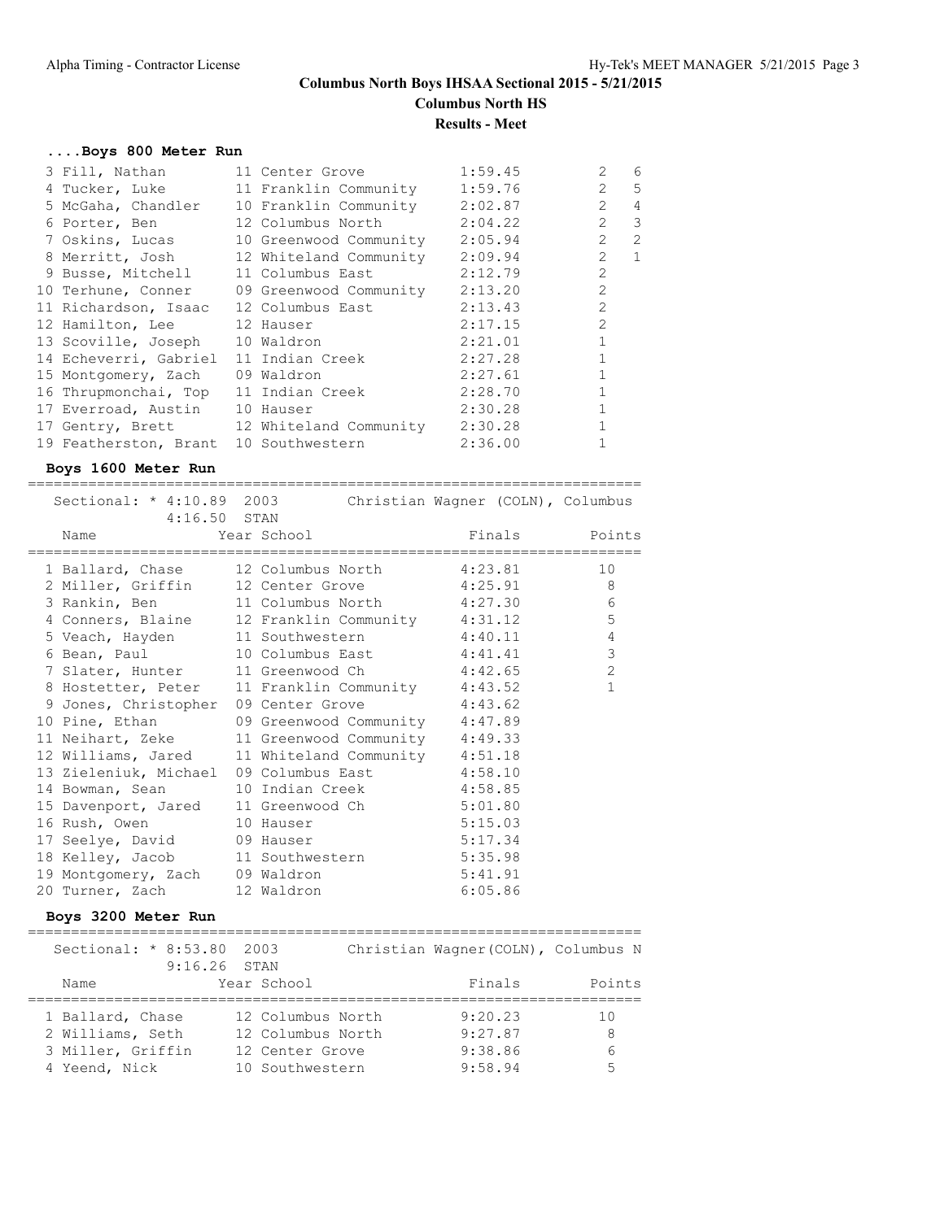# Columns North Boys IHSAA Sectional 2015 - 5/21/2015

## Columbus North HS

### Results - Meet

### ....Boys 800 Meter Run

| Place | Name | Year | School | Finals | Heat | Points |
|---|---|---|---|---|---|---|
| 3 | Fill, Nathan | 11 | Center Grove | 1:59.45 | 2 | 6 |
| 4 | Tucker, Luke | 11 | Franklin Community | 1:59.76 | 2 | 5 |
| 5 | McGaha, Chandler | 10 | Franklin Community | 2:02.87 | 2 | 4 |
| 6 | Porter, Ben | 12 | Columbus North | 2:04.22 | 2 | 3 |
| 7 | Oskins, Lucas | 10 | Greenwood Community | 2:05.94 | 2 | 2 |
| 8 | Merritt, Josh | 12 | Whiteland Community | 2:09.94 | 2 | 1 |
| 9 | Busse, Mitchell | 11 | Columbus East | 2:12.79 | 2 | |
| 10 | Terhune, Conner | 09 | Greenwood Community | 2:13.20 | 2 | |
| 11 | Richardson, Isaac | 12 | Columbus East | 2:13.43 | 2 | |
| 12 | Hamilton, Lee | 12 | Hauser | 2:17.15 | 2 | |
| 13 | Scoville, Joseph | 10 | Waldron | 2:21.01 | 1 | |
| 14 | Echeverri, Gabriel | 11 | Indian Creek | 2:27.28 | 1 | |
| 15 | Montgomery, Zach | 09 | Waldron | 2:27.61 | 1 | |
| 16 | Thrupmonchai, Top | 11 | Indian Creek | 2:28.70 | 1 | |
| 17 | Everroad, Austin | 10 | Hauser | 2:30.28 | 1 | |
| 17 | Gentry, Brett | 12 | Whiteland Community | 2:30.28 | 1 | |
| 19 | Featherston, Brant | 10 | Southwestern | 2:36.00 | 1 | |

### Boys 1600 Meter Run

Sectional: * 4:10.89 2003 Christian Wagner (COLN), Columbus
4:16.50 STAN

| Place | Name | Year | School | Finals | Points |
|---|---|---|---|---|---|
| 1 | Ballard, Chase | 12 | Columbus North | 4:23.81 | 10 |
| 2 | Miller, Griffin | 12 | Center Grove | 4:25.91 | 8 |
| 3 | Rankin, Ben | 11 | Columbus North | 4:27.30 | 6 |
| 4 | Conners, Blaine | 12 | Franklin Community | 4:31.12 | 5 |
| 5 | Veach, Hayden | 11 | Southwestern | 4:40.11 | 4 |
| 6 | Bean, Paul | 10 | Columbus East | 4:41.41 | 3 |
| 7 | Slater, Hunter | 11 | Greenwood Ch | 4:42.65 | 2 |
| 8 | Hostetter, Peter | 11 | Franklin Community | 4:43.52 | 1 |
| 9 | Jones, Christopher | 09 | Center Grove | 4:43.62 | |
| 10 | Pine, Ethan | 09 | Greenwood Community | 4:47.89 | |
| 11 | Neihart, Zeke | 11 | Greenwood Community | 4:49.33 | |
| 12 | Williams, Jared | 11 | Whiteland Community | 4:51.18 | |
| 13 | Zieleniuk, Michael | 09 | Columbus East | 4:58.10 | |
| 14 | Bowman, Sean | 10 | Indian Creek | 4:58.85 | |
| 15 | Davenport, Jared | 11 | Greenwood Ch | 5:01.80 | |
| 16 | Rush, Owen | 10 | Hauser | 5:15.03 | |
| 17 | Seelye, David | 09 | Hauser | 5:17.34 | |
| 18 | Kelley, Jacob | 11 | Southwestern | 5:35.98 | |
| 19 | Montgomery, Zach | 09 | Waldron | 5:41.91 | |
| 20 | Turner, Zach | 12 | Waldron | 6:05.86 | |

### Boys 3200 Meter Run

Sectional: * 8:53.80 2003 Christian Wagner(COLN), Columbus N
9:16.26 STAN

| Place | Name | Year | School | Finals | Points |
|---|---|---|---|---|---|
| 1 | Ballard, Chase | 12 | Columbus North | 9:20.23 | 10 |
| 2 | Williams, Seth | 12 | Columbus North | 9:27.87 | 8 |
| 3 | Miller, Griffin | 12 | Center Grove | 9:38.86 | 6 |
| 4 | Yeend, Nick | 10 | Southwestern | 9:58.94 | 5 |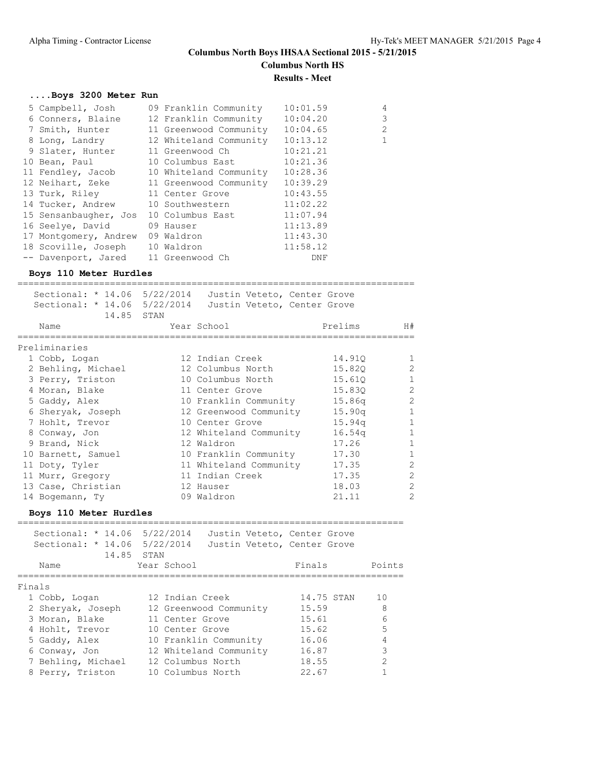### ....Boys 3200 Meter Run

| Place | Name | Year | School | Time | Points |
|---|---|---|---|---|---|
| 5 | Campbell, Josh | 09 | Franklin Community | 10:01.59 | 4 |
| 6 | Conners, Blaine | 12 | Franklin Community | 10:04.20 | 3 |
| 7 | Smith, Hunter | 11 | Greenwood Community | 10:04.65 | 2 |
| 8 | Long, Landry | 12 | Whiteland Community | 10:13.12 | 1 |
| 9 | Slater, Hunter | 11 | Greenwood Ch | 10:21.21 | |
| 10 | Bean, Paul | 10 | Columbus East | 10:21.36 | |
| 11 | Fendley, Jacob | 10 | Whiteland Community | 10:28.36 | |
| 12 | Neihart, Zeke | 11 | Greenwood Community | 10:39.29 | |
| 13 | Turk, Riley | 11 | Center Grove | 10:43.55 | |
| 14 | Tucker, Andrew | 10 | Southwestern | 11:02.22 | |
| 15 | Sensanbaugher, Jos | 10 | Columbus East | 11:07.94 | |
| 16 | Seelye, David | 09 | Hauser | 11:13.89 | |
| 17 | Montgomery, Andrew | 09 | Waldron | 11:43.30 | |
| 18 | Scoville, Joseph | 10 | Waldron | 11:58.12 | |
| -- | Davenport, Jared | 11 | Greenwood Ch | DNF | |

### Boys 110 Meter Hurdles

Sectional: * 14.06 5/22/2014 Justin Veteto, Center Grove
Sectional: * 14.06 5/22/2014 Justin Veteto, Center Grove
14.85 STAN

Preliminaries

| Place | Name | Year | School | Prelims | H# |
|---|---|---|---|---|---|
| 1 | Cobb, Logan | 12 | Indian Creek | 14.91Q | 1 |
| 2 | Behling, Michael | 12 | Columbus North | 15.82Q | 2 |
| 3 | Perry, Triston | 10 | Columbus North | 15.61Q | 1 |
| 4 | Moran, Blake | 11 | Center Grove | 15.83Q | 2 |
| 5 | Gaddy, Alex | 10 | Franklin Community | 15.86q | 2 |
| 6 | Sheryak, Joseph | 12 | Greenwood Community | 15.90q | 1 |
| 7 | Hohlt, Trevor | 10 | Center Grove | 15.94q | 1 |
| 8 | Conway, Jon | 12 | Whiteland Community | 16.54q | 1 |
| 9 | Brand, Nick | 12 | Waldron | 17.26 | 1 |
| 10 | Barnett, Samuel | 10 | Franklin Community | 17.30 | 1 |
| 11 | Doty, Tyler | 11 | Whiteland Community | 17.35 | 2 |
| 11 | Murr, Gregory | 11 | Indian Creek | 17.35 | 2 |
| 13 | Case, Christian | 12 | Hauser | 18.03 | 2 |
| 14 | Bogemann, Ty | 09 | Waldron | 21.11 | 2 |

### Boys 110 Meter Hurdles

Sectional: * 14.06 5/22/2014 Justin Veteto, Center Grove
Sectional: * 14.06 5/22/2014 Justin Veteto, Center Grove
14.85 STAN

Finals

| Place | Name | Year | School | Finals | Points |
|---|---|---|---|---|---|
| 1 | Cobb, Logan | 12 | Indian Creek | 14.75 STAN | 10 |
| 2 | Sheryak, Joseph | 12 | Greenwood Community | 15.59 | 8 |
| 3 | Moran, Blake | 11 | Center Grove | 15.61 | 6 |
| 4 | Hohlt, Trevor | 10 | Center Grove | 15.62 | 5 |
| 5 | Gaddy, Alex | 10 | Franklin Community | 16.06 | 4 |
| 6 | Conway, Jon | 12 | Whiteland Community | 16.87 | 3 |
| 7 | Behling, Michael | 12 | Columbus North | 18.55 | 2 |
| 8 | Perry, Triston | 10 | Columbus North | 22.67 | 1 |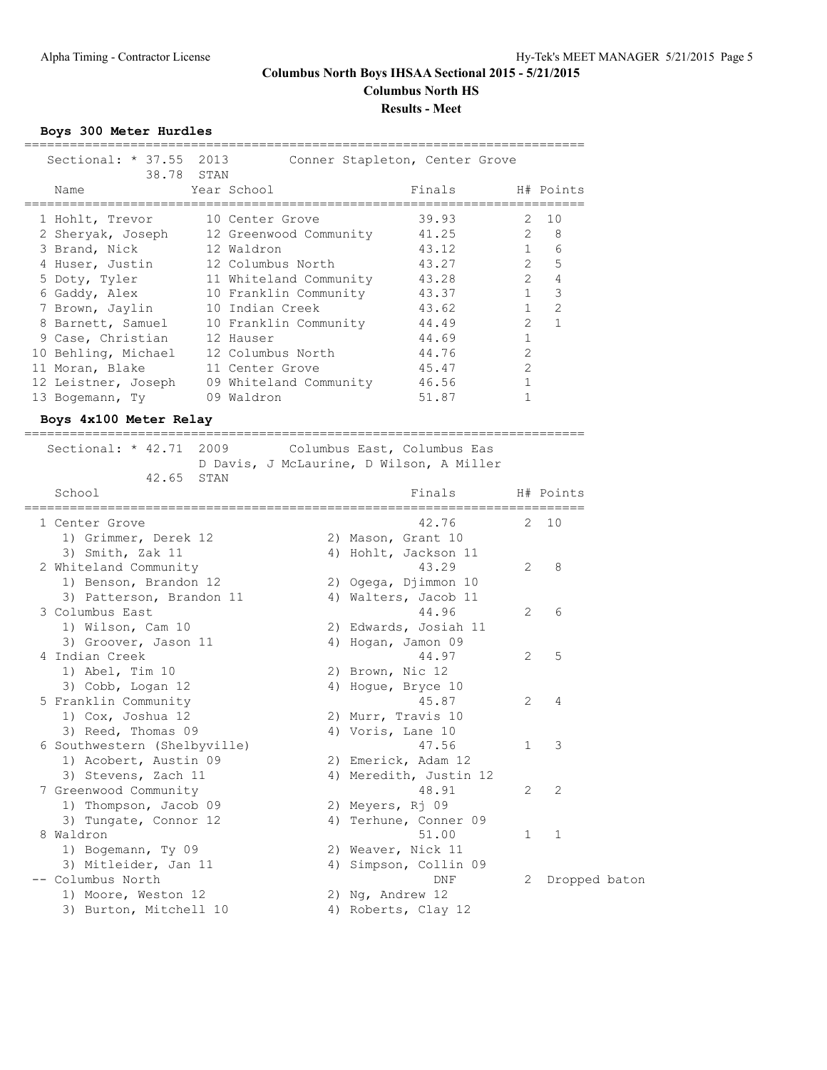# Columns North Boys IHSAA Sectional 2015 - 5/21/2015

**Columbus North HS**

**Results - Meet**

### Boys 300 Meter Hurdles

Sectional: * 37.55 2013 Conner Stapleton, Center Grove
38.78 STAN

| Name | Year | School | Finals | H# | Points |
|---|---|---|---|---|---|
| 1 Hohlt, Trevor | 10 | Center Grove | 39.93 | 2 | 10 |
| 2 Sheryak, Joseph | 12 | Greenwood Community | 41.25 | 2 | 8 |
| 3 Brand, Nick | 12 | Waldron | 43.12 | 1 | 6 |
| 4 Huser, Justin | 12 | Columbus North | 43.27 | 2 | 5 |
| 5 Doty, Tyler | 11 | Whiteland Community | 43.28 | 2 | 4 |
| 6 Gaddy, Alex | 10 | Franklin Community | 43.37 | 1 | 3 |
| 7 Brown, Jaylin | 10 | Indian Creek | 43.62 | 1 | 2 |
| 8 Barnett, Samuel | 10 | Franklin Community | 44.49 | 2 | 1 |
| 9 Case, Christian | 12 | Hauser | 44.69 | 1 | |
| 10 Behling, Michael | 12 | Columbus North | 44.76 | 2 | |
| 11 Moran, Blake | 11 | Center Grove | 45.47 | 2 | |
| 12 Leistner, Joseph | 09 | Whiteland Community | 46.56 | 1 | |
| 13 Bogemann, Ty | 09 | Waldron | 51.87 | 1 | |

### Boys 4x100 Meter Relay

Sectional: * 42.71 2009 Columbus East, Columbus Eas
D Davis, J McLaurine, D Wilson, A Miller
42.65 STAN

| School | Finals | H# | Points |
|---|---|---|---|
| 1 Center Grove | 42.76 | 2 | 10 |
| 1) Grimmer, Derek 12; 2) Mason, Grant 10; 3) Smith, Zak 11; 4) Hohlt, Jackson 11 | | | |
| 2 Whiteland Community | 43.29 | 2 | 8 |
| 1) Benson, Brandon 12; 2) Ogega, Djimmon 10; 3) Patterson, Brandon 11; 4) Walters, Jacob 11 | | | |
| 3 Columbus East | 44.96 | 2 | 6 |
| 1) Wilson, Cam 10; 2) Edwards, Josiah 11; 3) Groover, Jason 11; 4) Hogan, Jamon 09 | | | |
| 4 Indian Creek | 44.97 | 2 | 5 |
| 1) Abel, Tim 10; 2) Brown, Nic 12; 3) Cobb, Logan 12; 4) Hogue, Bryce 10 | | | |
| 5 Franklin Community | 45.87 | 2 | 4 |
| 1) Cox, Joshua 12; 2) Murr, Travis 10; 3) Reed, Thomas 09; 4) Voris, Lane 10 | | | |
| 6 Southwestern (Shelbyville) | 47.56 | 1 | 3 |
| 1) Acobert, Austin 09; 2) Emerick, Adam 12; 3) Stevens, Zach 11; 4) Meredith, Justin 12 | | | |
| 7 Greenwood Community | 48.91 | 2 | 2 |
| 1) Thompson, Jacob 09; 2) Meyers, Rj 09; 3) Tungate, Connor 12; 4) Terhune, Conner 09 | | | |
| 8 Waldron | 51.00 | 1 | 1 |
| 1) Bogemann, Ty 09; 2) Weaver, Nick 11; 3) Mitleider, Jan 11; 4) Simpson, Collin 09 | | | |
| -- Columbus North | DNF | 2 | Dropped baton |
| 1) Moore, Weston 12; 2) Ng, Andrew 12; 3) Burton, Mitchell 10; 4) Roberts, Clay 12 | | | |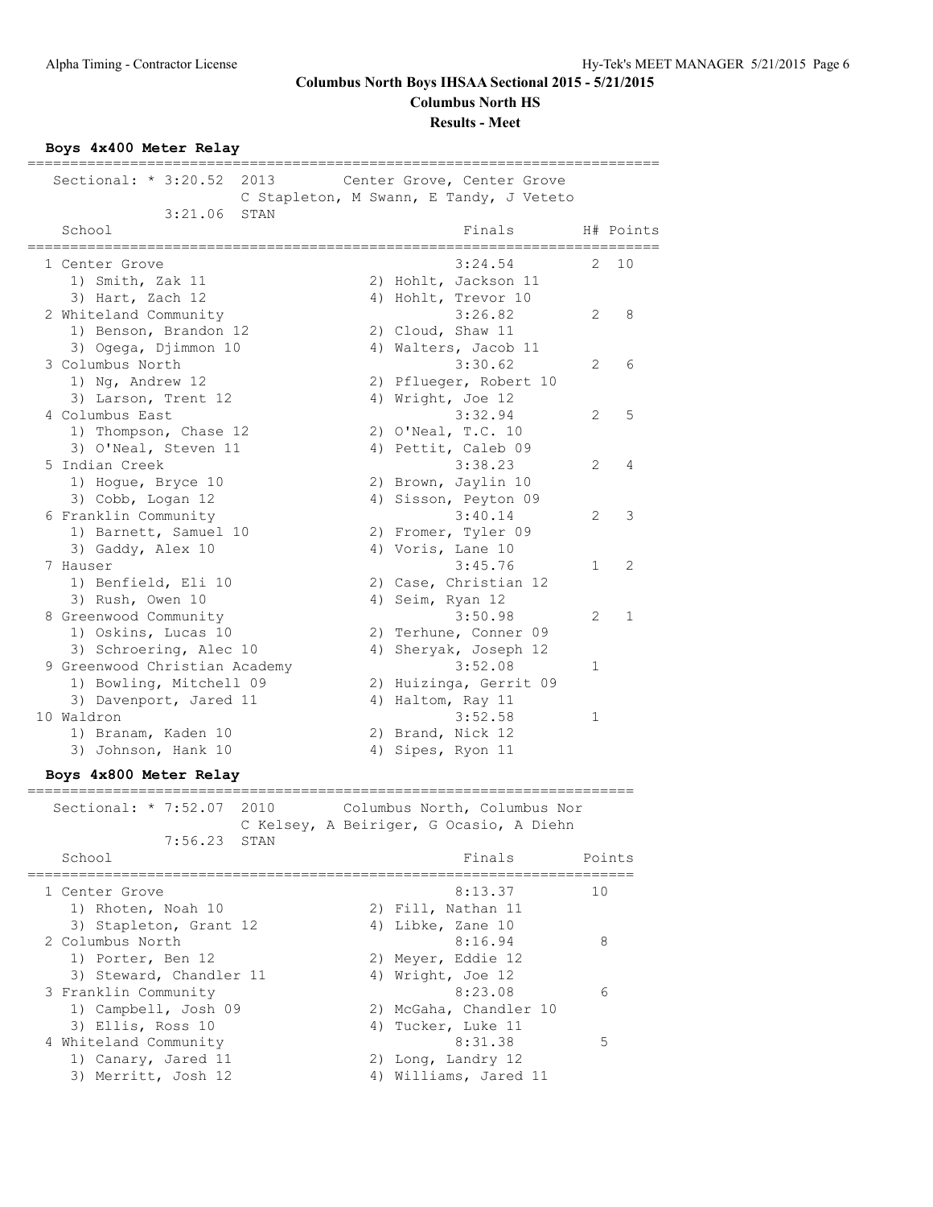# Columbus North Boys IHSAA Sectional 2015 - 5/21/2015

## Columbus North HS

### Results - Meet

**Boys 4x400 Meter Relay**

Sectional: * 3:20.52 2013 Center Grove, Center Grove
C Stapleton, M Swann, E Tandy, J Veteto
3:21.06 STAN

| Place | School | Finals | H# | Points |
|---|---|---|---|---|
| 1 | Center Grove | 3:24.54 | 2 | 10 |
| | 1) Smith, Zak 11; 2) Hohlt, Jackson 11; 3) Hart, Zach 12; 4) Hohlt, Trevor 10 | | | |
| 2 | Whiteland Community | 3:26.82 | 2 | 8 |
| | 1) Benson, Brandon 12; 2) Cloud, Shaw 11; 3) Ogega, Djimmon 10; 4) Walters, Jacob 11 | | | |
| 3 | Columbus North | 3:30.62 | 2 | 6 |
| | 1) Ng, Andrew 12; 2) Pflueger, Robert 10; 3) Larson, Trent 12; 4) Wright, Joe 12 | | | |
| 4 | Columbus East | 3:32.94 | 2 | 5 |
| | 1) Thompson, Chase 12; 2) O'Neal, T.C. 10; 3) O'Neal, Steven 11; 4) Pettit, Caleb 09 | | | |
| 5 | Indian Creek | 3:38.23 | 2 | 4 |
| | 1) Hogue, Bryce 10; 2) Brown, Jaylin 10; 3) Cobb, Logan 12; 4) Sisson, Peyton 09 | | | |
| 6 | Franklin Community | 3:40.14 | 2 | 3 |
| | 1) Barnett, Samuel 10; 2) Fromer, Tyler 09; 3) Gaddy, Alex 10; 4) Voris, Lane 10 | | | |
| 7 | Hauser | 3:45.76 | 1 | 2 |
| | 1) Benfield, Eli 10; 2) Case, Christian 12; 3) Rush, Owen 10; 4) Seim, Ryan 12 | | | |
| 8 | Greenwood Community | 3:50.98 | 2 | 1 |
| | 1) Oskins, Lucas 10; 2) Terhune, Conner 09; 3) Schroering, Alec 10; 4) Sheryak, Joseph 12 | | | |
| 9 | Greenwood Christian Academy | 3:52.08 | 1 | |
| | 1) Bowling, Mitchell 09; 2) Huizinga, Gerrit 09; 3) Davenport, Jared 11; 4) Haltom, Ray 11 | | | |
| 10 | Waldron | 3:52.58 | 1 | |
| | 1) Branam, Kaden 10; 2) Brand, Nick 12; 3) Johnson, Hank 10; 4) Sipes, Ryon 11 | | | |

**Boys 4x800 Meter Relay**

Sectional: * 7:52.07 2010 Columbus North, Columbus Nor
C Kelsey, A Beiriger, G Ocasio, A Diehn
7:56.23 STAN

| Place | School | Finals | Points |
|---|---|---|---|
| 1 | Center Grove | 8:13.37 | 10 |
| | 1) Rhoten, Noah 10; 2) Fill, Nathan 11; 3) Stapleton, Grant 12; 4) Libke, Zane 10 | | |
| 2 | Columbus North | 8:16.94 | 8 |
| | 1) Porter, Ben 12; 2) Meyer, Eddie 12; 3) Steward, Chandler 11; 4) Wright, Joe 12 | | |
| 3 | Franklin Community | 8:23.08 | 6 |
| | 1) Campbell, Josh 09; 2) McGaha, Chandler 10; 3) Ellis, Ross 10; 4) Tucker, Luke 11 | | |
| 4 | Whiteland Community | 8:31.38 | 5 |
| | 1) Canary, Jared 11; 2) Long, Landry 12; 3) Merritt, Josh 12; 4) Williams, Jared 11 | | |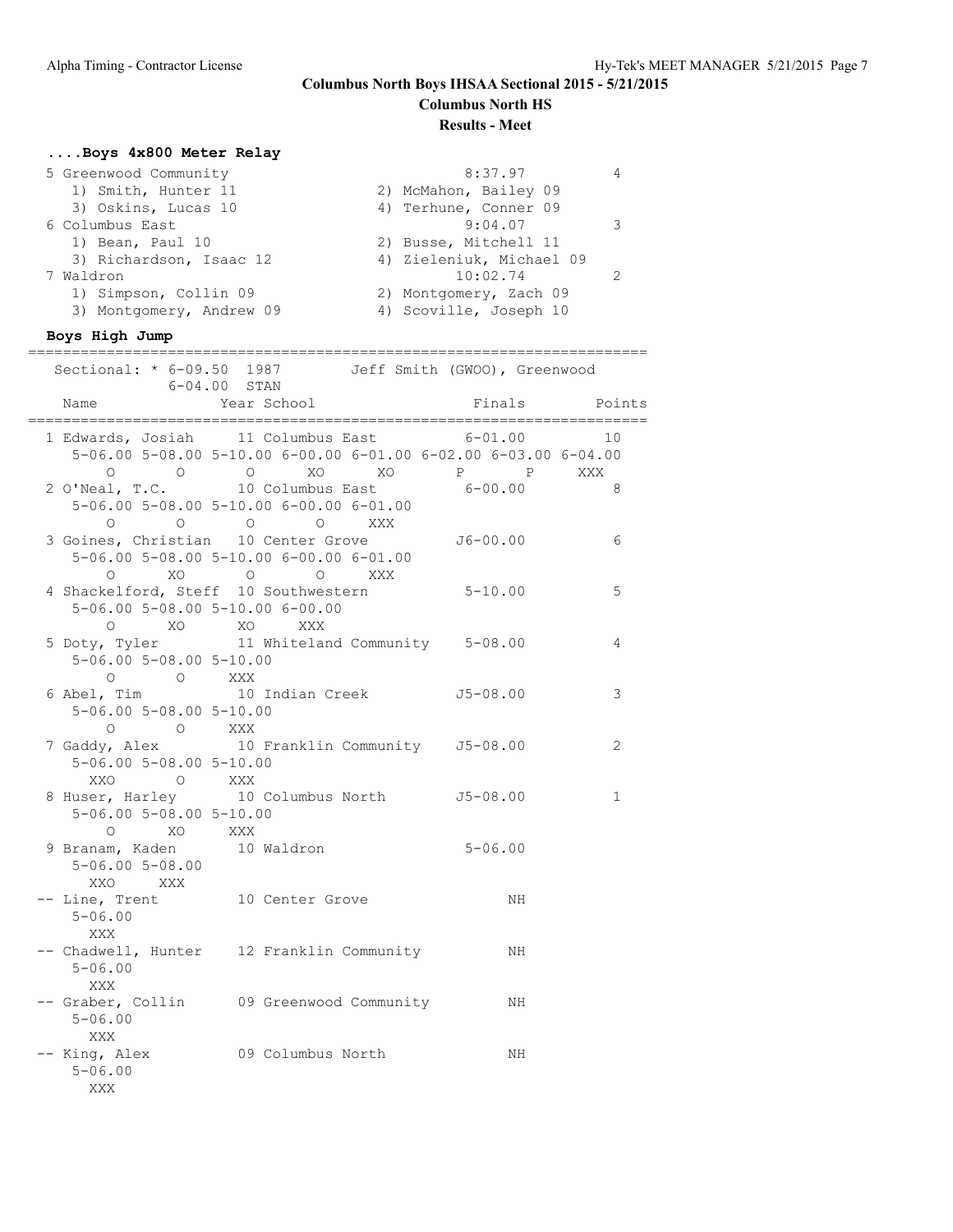Columns North Boys IHSAA Sectional 2015 - 5/21/2015

**Columbus North HS**

**Results - Meet**

### ....Boys 4x800 Meter Relay

```
  5 Greenwood Community                             8:37.97          4
     1) Smith, Hunter 11                2) McMahon, Bailey 09
     3) Oskins, Lucas 10                4) Terhune, Conner 09
  6 Columbus East                                   9:04.07          3
     1) Bean, Paul 10                   2) Busse, Mitchell 11
     3) Richardson, Isaac 12            4) Zieleniuk, Michael 09
  7 Waldron                                        10:02.74          2
     1) Simpson, Collin 09              2) Montgomery, Zach 09
     3) Montgomery, Andrew 09           4) Scoville, Joseph 10
```

### Boys High Jump

```
=======================================================================
   Sectional: * 6-09.50  1987       Jeff Smith (GWOO), Greenwood
             6-04.00  STAN
    Name               Year School                  Finals       Points
=======================================================================
  1 Edwards, Josiah     11 Columbus East           6-01.00         10
     5-06.00 5-08.00 5-10.00 6-00.00 6-01.00 6-02.00 6-03.00 6-04.00
          O       O       O      XO      XO       P       P     XXX
  2 O'Neal, T.C.        10 Columbus East           6-00.00          8
     5-06.00 5-08.00 5-10.00 6-00.00 6-01.00
          O       O       O       O     XXX
  3 Goines, Christian   10 Center Grove           J6-00.00          6
     5-06.00 5-08.00 5-10.00 6-00.00 6-01.00
          O      XO       O       O     XXX
  4 Shackelford, Steff  10 Southwestern            5-10.00          5
     5-06.00 5-08.00 5-10.00 6-00.00
          O      XO      XO     XXX
  5 Doty, Tyler         11 Whiteland Community     5-08.00          4
     5-06.00 5-08.00 5-10.00
          O       O     XXX
  6 Abel, Tim           10 Indian Creek           J5-08.00          3
     5-06.00 5-08.00 5-10.00
          O       O     XXX
  7 Gaddy, Alex         10 Franklin Community     J5-08.00          2
     5-06.00 5-08.00 5-10.00
        XXO       O     XXX
  8 Huser, Harley       10 Columbus North         J5-08.00          1
     5-06.00 5-08.00 5-10.00
          O      XO     XXX
  9 Branam, Kaden       10 Waldron                 5-06.00
     5-06.00 5-08.00
        XXO     XXX
 -- Line, Trent         10 Center Grove                 NH
     5-06.00
        XXX
 -- Chadwell, Hunter    12 Franklin Community           NH
     5-06.00
        XXX
 -- Graber, Collin      09 Greenwood Community          NH
     5-06.00
        XXX
 -- King, Alex          09 Columbus North               NH
     5-06.00
        XXX
```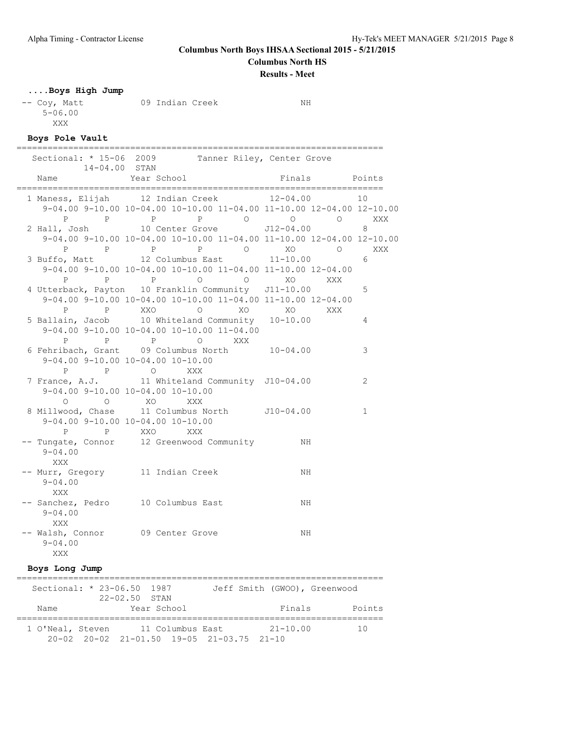**Columns North Boys IHSAA Sectional 2015 - 5/21/2015**

**Columbus North HS**

**Results - Meet**

### ....Boys High Jump

```
 -- Coy, Matt           09 Indian Creek                NH
     5-06.00
       XXX
```

### Boys Pole Vault

```
=======================================================================
   Sectional: * 15-06  2009        Tanner Riley, Center Grove
            14-04.00  STAN
    Name                 Year School                  Finals      Points
=======================================================================
  1 Maness, Elijah       12 Indian Creek            12-04.00         10
     9-04.00 9-10.00 10-04.00 10-10.00 11-04.00 11-10.00 12-04.00 12-10.00
        P       P        P        P        O        O        O       XXX
  2 Hall, Josh           10 Center Grove            J12-04.00         8
     9-04.00 9-10.00 10-04.00 10-10.00 11-04.00 11-10.00 12-04.00 12-10.00
        P       P        P        P        O       XO        O       XXX
  3 Buffo, Matt          12 Columbus East           11-10.00          6
     9-04.00 9-10.00 10-04.00 10-10.00 11-04.00 11-10.00 12-04.00
        P       P        P        O        O       XO      XXX
  4 Utterback, Payton    10 Franklin Community      J11-10.00         5
     9-04.00 9-10.00 10-04.00 10-10.00 11-04.00 11-10.00 12-04.00
        P       P      XXO        O       XO       XO      XXX
  5 Ballain, Jacob       10 Whiteland Community     10-10.00          4
     9-04.00 9-10.00 10-04.00 10-10.00 11-04.00
        P       P        P        O      XXX
  6 Fehribach, Grant     09 Columbus North          10-04.00          3
     9-04.00 9-10.00 10-04.00 10-10.00
        P       P        O      XXX
  7 France, A.J.         11 Whiteland Community     J10-04.00         2
     9-04.00 9-10.00 10-04.00 10-10.00
        O       O       XO      XXX
  8 Millwood, Chase      11 Columbus North          J10-04.00         1
     9-04.00 9-10.00 10-04.00 10-10.00
        P       P      XXO      XXX
 -- Tungate, Connor      12 Greenwood Community           NH
     9-04.00
       XXX
 -- Murr, Gregory        11 Indian Creek                  NH
     9-04.00
       XXX
 -- Sanchez, Pedro       10 Columbus East                 NH
     9-04.00
       XXX
 -- Walsh, Connor        09 Center Grove                  NH
     9-04.00
       XXX
```

### Boys Long Jump

```
=======================================================================
   Sectional: * 23-06.50  1987        Jeff Smith (GWOO), Greenwood
            22-02.50  STAN
    Name                 Year School                  Finals      Points
=======================================================================
  1 O'Neal, Steven       11 Columbus East           21-10.00         10
      20-02   20-02  21-01.50  19-05  21-03.75  21-10
```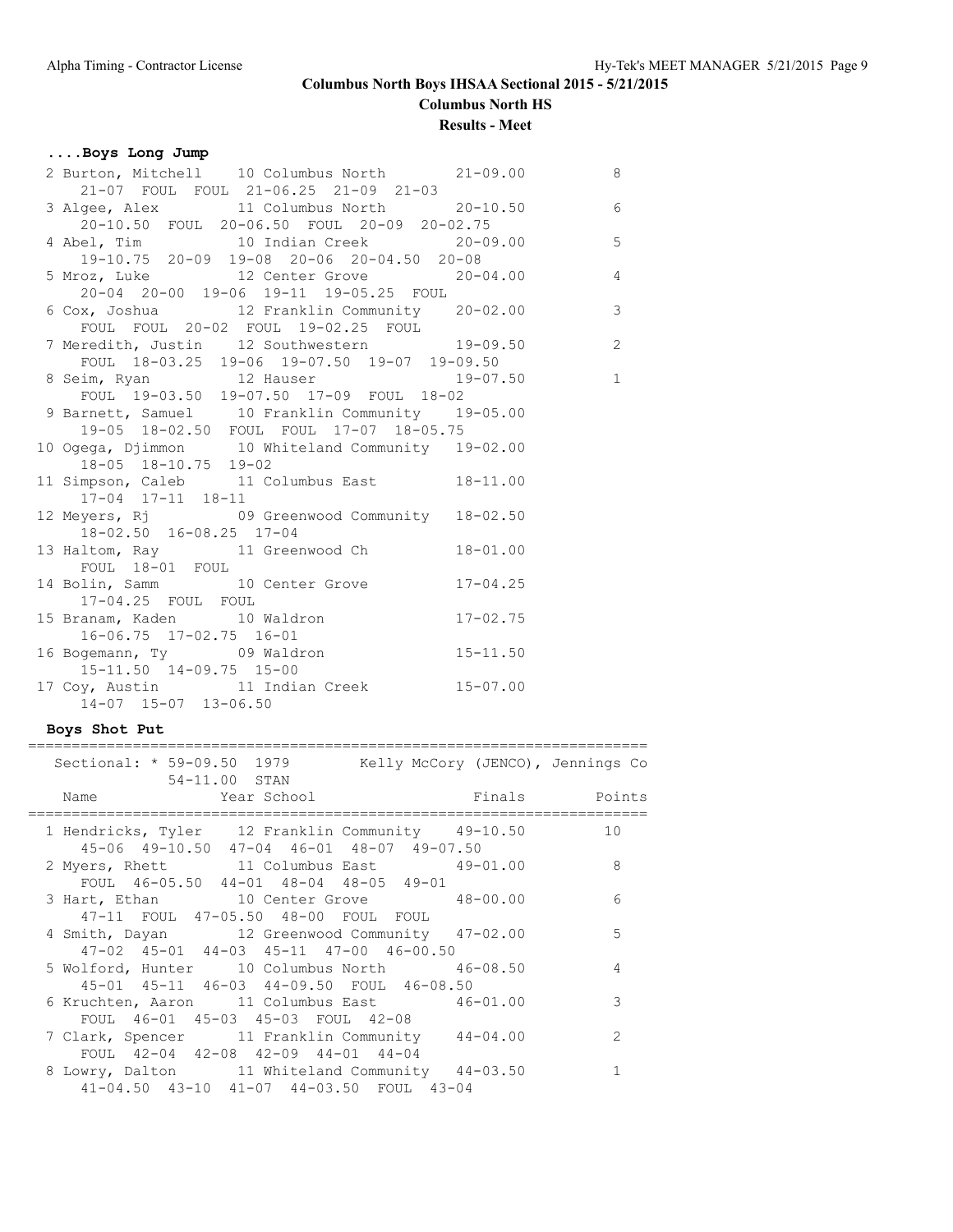# Columus North Boys IHSAA Sectional 2015 - 5/21/2015

**Columbus North HS**

**Results - Meet**

### ....Boys Long Jump

| Place | Name | Year | School | Finals | Points |
|---|---|---|---|---|---|
| 2 | Burton, Mitchell | 10 | Columbus North | 21-09.00 | 8 |
| | 21-07 FOUL FOUL 21-06.25 21-09 21-03 | | | | |
| 3 | Algee, Alex | 11 | Columbus North | 20-10.50 | 6 |
| | 20-10.50 FOUL 20-06.50 FOUL 20-09 20-02.75 | | | | |
| 4 | Abel, Tim | 10 | Indian Creek | 20-09.00 | 5 |
| | 19-10.75 20-09 19-08 20-06 20-04.50 20-08 | | | | |
| 5 | Mroz, Luke | 12 | Center Grove | 20-04.00 | 4 |
| | 20-04 20-00 19-06 19-11 19-05.25 FOUL | | | | |
| 6 | Cox, Joshua | 12 | Franklin Community | 20-02.00 | 3 |
| | FOUL FOUL 20-02 FOUL 19-02.25 FOUL | | | | |
| 7 | Meredith, Justin | 12 | Southwestern | 19-09.50 | 2 |
| | FOUL 18-03.25 19-06 19-07.50 19-07 19-09.50 | | | | |
| 8 | Seim, Ryan | 12 | Hauser | 19-07.50 | 1 |
| | FOUL 19-03.50 19-07.50 17-09 FOUL 18-02 | | | | |
| 9 | Barnett, Samuel | 10 | Franklin Community | 19-05.00 | |
| | 19-05 18-02.50 FOUL FOUL 17-07 18-05.75 | | | | |
| 10 | Ogega, Djimmon | 10 | Whiteland Community | 19-02.00 | |
| | 18-05 18-10.75 19-02 | | | | |
| 11 | Simpson, Caleb | 11 | Columbus East | 18-11.00 | |
| | 17-04 17-11 18-11 | | | | |
| 12 | Meyers, Rj | 09 | Greenwood Community | 18-02.50 | |
| | 18-02.50 16-08.25 17-04 | | | | |
| 13 | Haltom, Ray | 11 | Greenwood Ch | 18-01.00 | |
| | FOUL 18-01 FOUL | | | | |
| 14 | Bolin, Samm | 10 | Center Grove | 17-04.25 | |
| | 17-04.25 FOUL FOUL | | | | |
| 15 | Branam, Kaden | 10 | Waldron | 17-02.75 | |
| | 16-06.75 17-02.75 16-01 | | | | |
| 16 | Bogemann, Ty | 09 | Waldron | 15-11.50 | |
| | 15-11.50 14-09.75 15-00 | | | | |
| 17 | Coy, Austin | 11 | Indian Creek | 15-07.00 | |
| | 14-07 15-07 13-06.50 | | | | |

### Boys Shot Put

Sectional: * 59-09.50 1979 Kelly McCory (JENCO), Jennings Co
54-11.00 STAN

| Place | Name | Year | School | Finals | Points |
|---|---|---|---|---|---|
| 1 | Hendricks, Tyler | 12 | Franklin Community | 49-10.50 | 10 |
| | 45-06 49-10.50 47-04 46-01 48-07 49-07.50 | | | | |
| 2 | Myers, Rhett | 11 | Columbus East | 49-01.00 | 8 |
| | FOUL 46-05.50 44-01 48-04 48-05 49-01 | | | | |
| 3 | Hart, Ethan | 10 | Center Grove | 48-00.00 | 6 |
| | 47-11 FOUL 47-05.50 48-00 FOUL FOUL | | | | |
| 4 | Smith, Dayan | 12 | Greenwood Community | 47-02.00 | 5 |
| | 47-02 45-01 44-03 45-11 47-00 46-00.50 | | | | |
| 5 | Wolford, Hunter | 10 | Columbus North | 46-08.50 | 4 |
| | 45-01 45-11 46-03 44-09.50 FOUL 46-08.50 | | | | |
| 6 | Kruchten, Aaron | 11 | Columbus East | 46-01.00 | 3 |
| | FOUL 46-01 45-03 45-03 FOUL 42-08 | | | | |
| 7 | Clark, Spencer | 11 | Franklin Community | 44-04.00 | 2 |
| | FOUL 42-04 42-08 42-09 44-01 44-04 | | | | |
| 8 | Lowry, Dalton | 11 | Whiteland Community | 44-03.50 | 1 |
| | 41-04.50 43-10 41-07 44-03.50 FOUL 43-04 | | | | |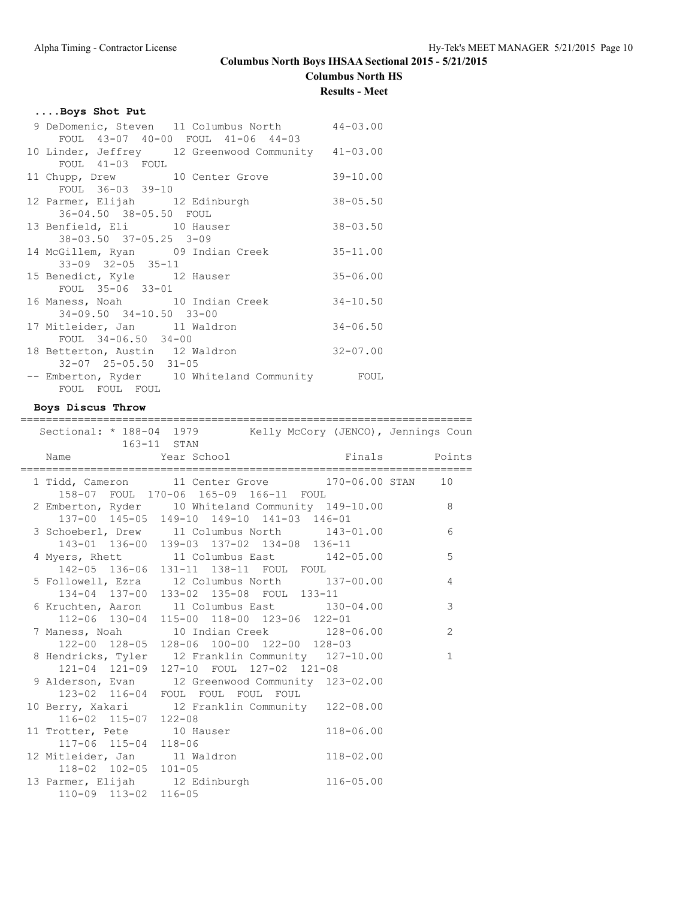## ....Boys Shot Put

```
 9 DeDomenic, Steven   11 Columbus North        44-03.00
     FOUL  43-07  40-00  FOUL  41-06  44-03
10 Linder, Jeffrey     12 Greenwood Community   41-03.00
     FOUL  41-03  FOUL
11 Chupp, Drew         10 Center Grove          39-10.00
     FOUL  36-03  39-10
12 Parmer, Elijah      12 Edinburgh             38-05.50
     36-04.50  38-05.50  FOUL
13 Benfield, Eli       10 Hauser                38-03.50
     38-03.50  37-05.25  3-09
14 McGillem, Ryan      09 Indian Creek          35-11.00
     33-09  32-05  35-11
15 Benedict, Kyle      12 Hauser                35-06.00
     FOUL  35-06  33-01
16 Maness, Noah        10 Indian Creek          34-10.50
     34-09.50  34-10.50  33-00
17 Mitleider, Jan      11 Waldron               34-06.50
     FOUL  34-06.50  34-00
18 Betterton, Austin   12 Waldron               32-07.00
     32-07  25-05.50  31-05
-- Emberton, Ryder     10 Whiteland Community       FOUL
     FOUL  FOUL  FOUL
```

## Boys Discus Throw

```
=======================================================================
   Sectional: * 188-04  1979      Kelly McCory (JENCO), Jennings Coun
               163-11  STAN
   Name                Year School               Finals        Points
=======================================================================
  1 Tidd, Cameron       11 Center Grove        170-06.00 STAN    10
      158-07  FOUL  170-06  165-09  166-11  FOUL
  2 Emberton, Ryder     10 Whiteland Community  149-10.00          8
      137-00  145-05  149-10  149-10  141-03  146-01
  3 Schoeberl, Drew     11 Columbus North       143-01.00          6
      143-01  136-00  139-03  137-02  134-08  136-11
  4 Myers, Rhett        11 Columbus East        142-05.00          5
      142-05  136-06  131-11  138-11  FOUL  FOUL
  5 Followell, Ezra     12 Columbus North       137-00.00          4
      134-04  137-00  133-02  135-08  FOUL  133-11
  6 Kruchten, Aaron     11 Columbus East        130-04.00          3
      112-06  130-04  115-00  118-00  123-06  122-01
  7 Maness, Noah        10 Indian Creek         128-06.00          2
      122-00  128-05  128-06  100-00  122-00  128-03
  8 Hendricks, Tyler    12 Franklin Community   127-10.00          1
      121-04  121-09  127-10  FOUL  127-02  121-08
  9 Alderson, Evan      12 Greenwood Community  123-02.00
      123-02  116-04  FOUL  FOUL  FOUL  FOUL
 10 Berry, Xakari       12 Franklin Community   122-08.00
      116-02  115-07  122-08
 11 Trotter, Pete       10 Hauser               118-06.00
      117-06  115-04  118-06
 12 Mitleider, Jan      11 Waldron              118-02.00
      118-02  102-05  101-05
 13 Parmer, Elijah      12 Edinburgh            116-05.00
      110-09  113-02  116-05
```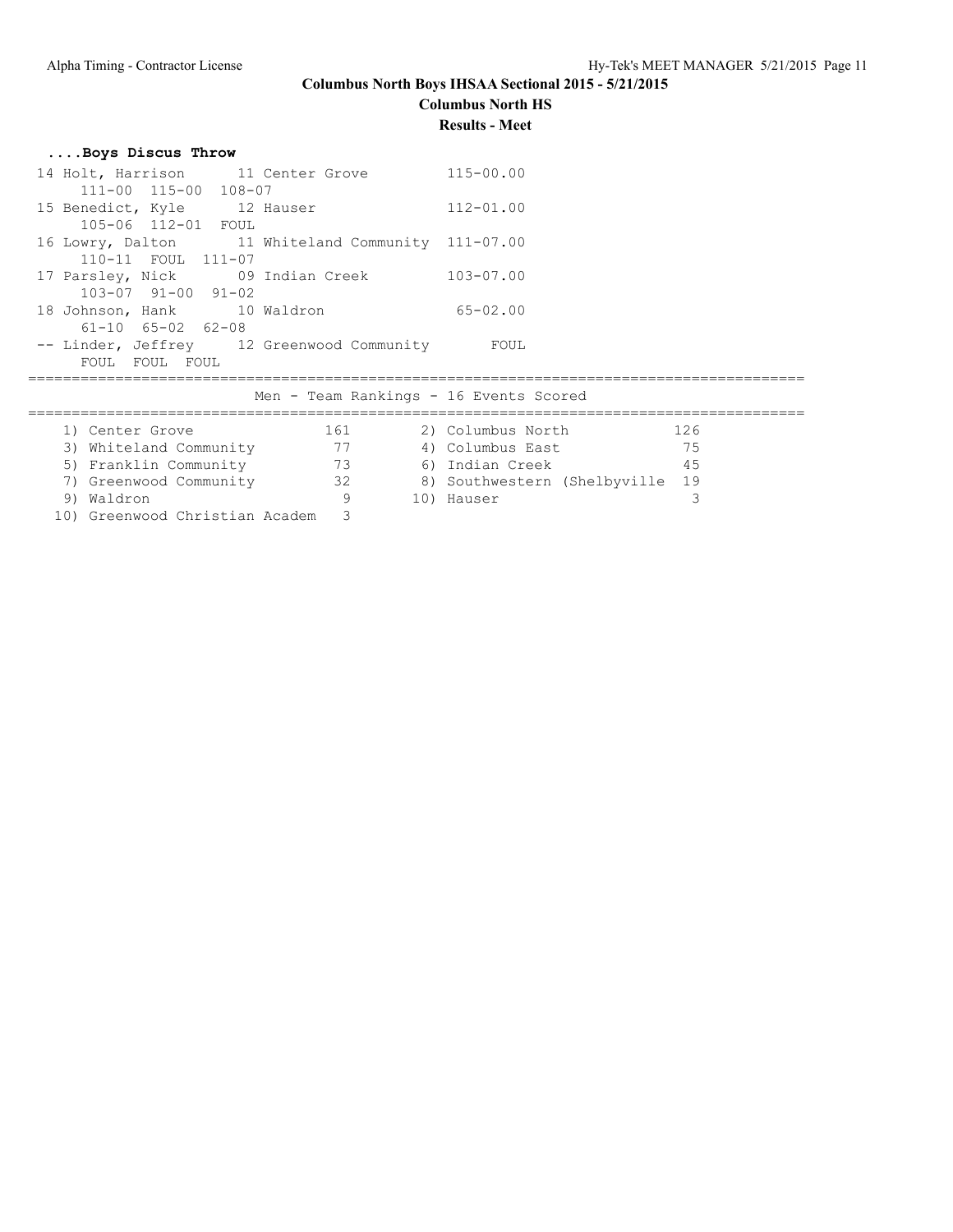# Columns North Boys IHSAA Sectional 2015 - 5/21/2015

## Columbus North HS

### Results - Meet

#### ....Boys Discus Throw

```
14 Holt, Harrison      11 Center Grove         115-00.00
     111-00  115-00  108-07
15 Benedict, Kyle      12 Hauser               112-01.00
     105-06  112-01  FOUL
16 Lowry, Dalton       11 Whiteland Community  111-07.00
     110-11  FOUL  111-07
17 Parsley, Nick       09 Indian Creek         103-07.00
     103-07  91-00  91-02
18 Johnson, Hank       10 Waldron               65-02.00
     61-10  65-02  62-08
-- Linder, Jeffrey     12 Greenwood Community       FOUL
     FOUL  FOUL  FOUL
```

#### Men - Team Rankings - 16 Events Scored

| | | | | | |
|---|---|---|---|---|---|
| 1) | Center Grove | 161 | 2) | Columbus North | 126 |
| 3) | Whiteland Community | 77 | 4) | Columbus East | 75 |
| 5) | Franklin Community | 73 | 6) | Indian Creek | 45 |
| 7) | Greenwood Community | 32 | 8) | Southwestern (Shelbyville | 19 |
| 9) | Waldron | 9 | 10) | Hauser | 3 |
| 10) | Greenwood Christian Academ | 3 | | | |